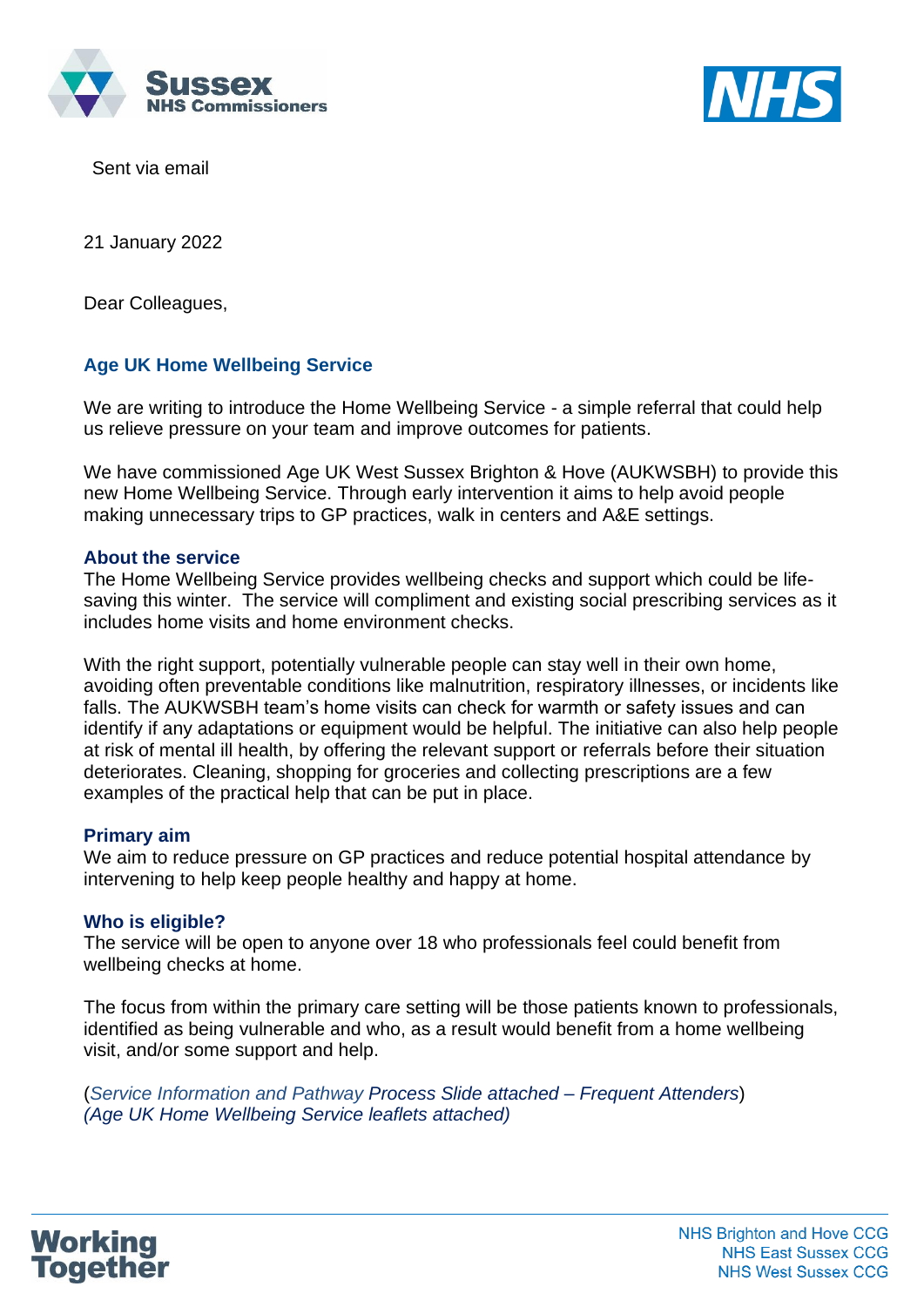Sussex NHS Commissioners

NHS

Sent via email

21 January 2022

Dear Colleagues,

## Age UK Home Wellbeing Service

We are writing to introduce the Home Wellbeing Service - a simple referral that could help us relieve pressure on your team and improve outcomes for patients.

We have commissioned Age UK West Sussex Brighton & Hove (AUKWSBH) to provide this new Home Wellbeing Service. Through early intervention it aims to help avoid people making unnecessary trips to GP practices, walk in centers and A&E settings.

### About the service

The Home Wellbeing Service provides wellbeing checks and support which could be life-saving this winter. The service will compliment and existing social prescribing services as it includes home visits and home environment checks.

With the right support, potentially vulnerable people can stay well in their own home, avoiding often preventable conditions like malnutrition, respiratory illnesses, or incidents like falls. The AUKWSBH team's home visits can check for warmth or safety issues and can identify if any adaptations or equipment would be helpful. The initiative can also help people at risk of mental ill health, by offering the relevant support or referrals before their situation deteriorates. Cleaning, shopping for groceries and collecting prescriptions are a few examples of the practical help that can be put in place.

### Primary aim

We aim to reduce pressure on GP practices and reduce potential hospital attendance by intervening to help keep people healthy and happy at home.

### Who is eligible?

The service will be open to anyone over 18 who professionals feel could benefit from wellbeing checks at home.

The focus from within the primary care setting will be those patients known to professionals, identified as being vulnerable and who, as a result would benefit from a home wellbeing visit, and/or some support and help.

(*Service Information and Pathway Process Slide attached – Frequent Attenders*)
*(Age UK Home Wellbeing Service leaflets attached)*

Working Together

NHS Brighton and Hove CCG
NHS East Sussex CCG
NHS West Sussex CCG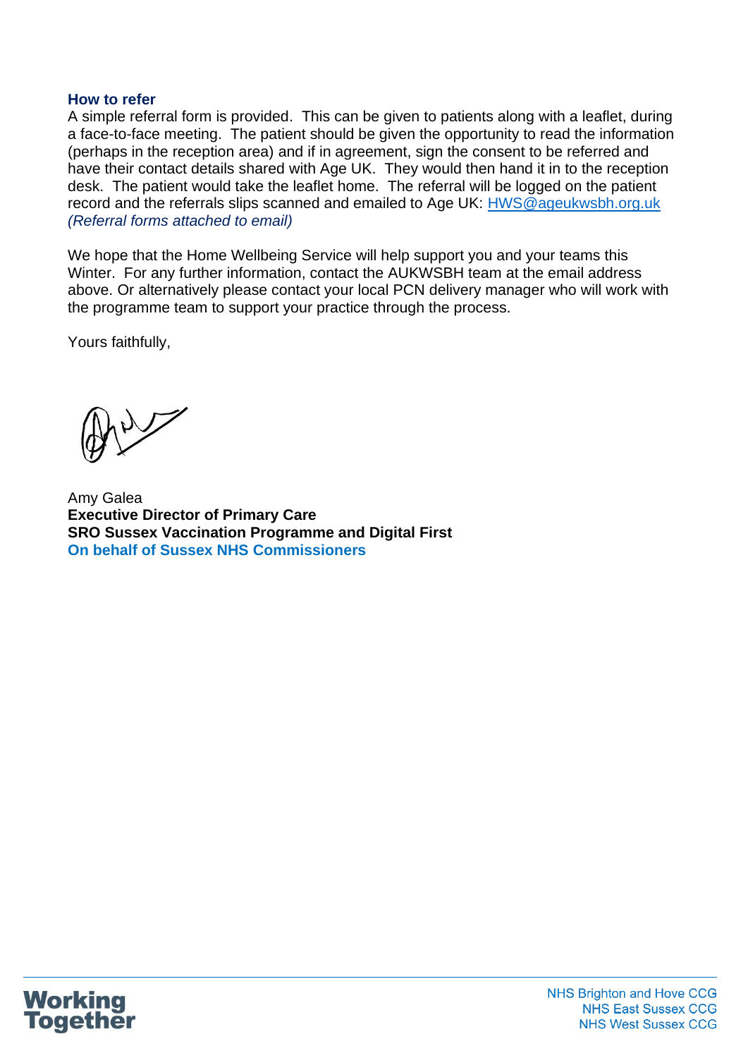### How to refer

A simple referral form is provided. This can be given to patients along with a leaflet, during a face-to-face meeting. The patient should be given the opportunity to read the information (perhaps in the reception area) and if in agreement, sign the consent to be referred and have their contact details shared with Age UK. They would then hand it in to the reception desk. The patient would take the leaflet home. The referral will be logged on the patient record and the referrals slips scanned and emailed to Age UK: HWS@ageukwsbh.org.uk *(Referral forms attached to email)*

We hope that the Home Wellbeing Service will help support you and your teams this Winter. For any further information, contact the AUKWSBH team at the email address above. Or alternatively please contact your local PCN delivery manager who will work with the programme team to support your practice through the process.

Yours faithfully,

Amy Galea
**Executive Director of Primary Care**
**SRO Sussex Vaccination Programme and Digital First**
**On behalf of Sussex NHS Commissioners**

Working Together

NHS Brighton and Hove CCG
NHS East Sussex CCG
NHS West Sussex CCG